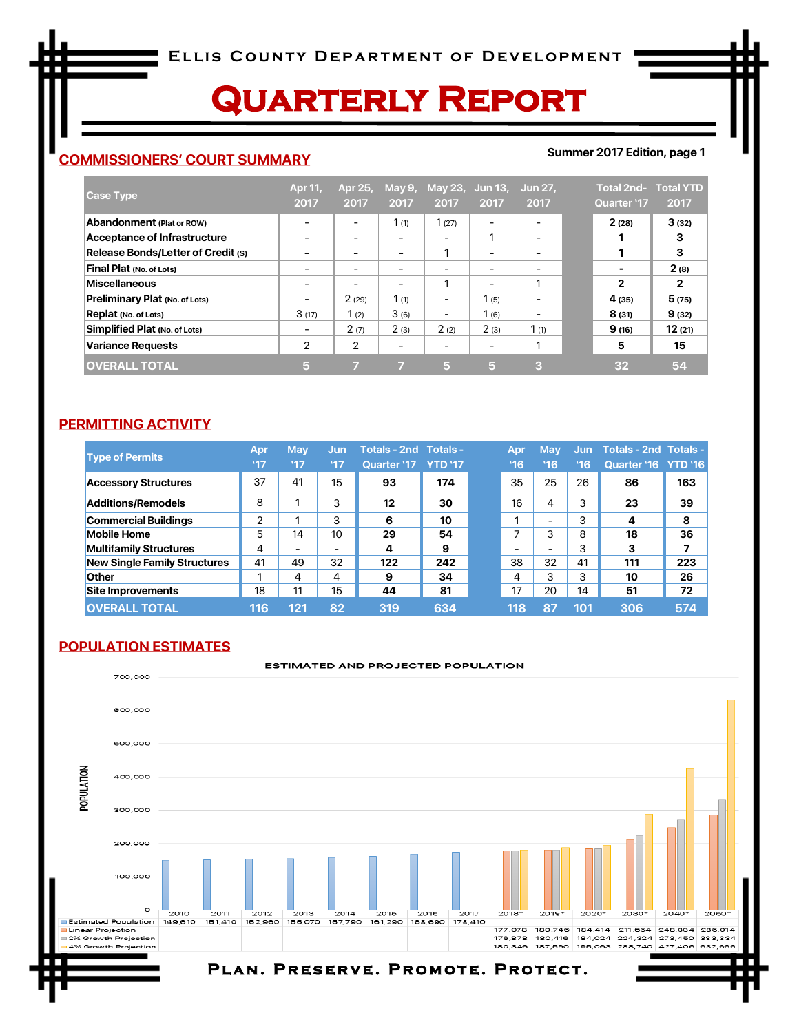# Ellis County Department of Development

# Quarterly Report

## COMMISSIONERS' COURT SUMMARY

Summer 2017 Edition, page 1

| Case Type | Apr 11, 2017 | Apr 25, 2017 | May 9, 2017 | May 23, 2017 | Jun 13, 2017 | Jun 27, 2017 | Total 2nd-Quarter '17 | Total YTD 2017 |
|---|---|---|---|---|---|---|---|---|
| **Abandonment** (Plat or ROW) | - | - | 1 (1) | 1 (27) | - | - | **2** (28) | **3** (32) |
| **Acceptance of Infrastructure** | - | - | - | - | 1 | - | **1** | **3** |
| **Release Bonds/Letter of Credit** ($) | - | - | - | 1 | - | - | **1** | **3** |
| **Final Plat** (No. of Lots) | - | - | - | - | - | - | **-** | **2** (8) |
| **Miscellaneous** | - | - | - | 1 | - | 1 | **2** | **2** |
| **Preliminary Plat** (No. of Lots) | - | 2 (29) | 1 (1) | - | 1 (5) | - | **4** (35) | **5** (75) |
| **Replat** (No. of Lots) | 3 (17) | 1 (2) | 3 (6) | - | 1 (6) | - | **8** (31) | **9** (32) |
| **Simplified Plat** (No. of Lots) | - | 2 (7) | 2 (3) | 2 (2) | 2 (3) | 1 (1) | **9** (16) | **12** (21) |
| **Variance Requests** | 2 | 2 | - | - | - | 1 | **5** | **15** |
| **OVERALL TOTAL** | 5 | 7 | 7 | 5 | 5 | 3 | 32 | 54 |

## PERMITTING ACTIVITY

| Type of Permits | Apr '17 | May '17 | Jun '17 | Totals - 2nd Quarter '17 | Totals - YTD '17 | Apr '16 | May '16 | Jun '16 | Totals - 2nd Quarter '16 | Totals - YTD '16 |
|---|---|---|---|---|---|---|---|---|---|---|
| **Accessory Structures** | 37 | 41 | 15 | **93** | **174** | 35 | 25 | 26 | **86** | **163** |
| **Additions/Remodels** | 8 | 1 | 3 | **12** | **30** | 16 | 4 | 3 | **23** | **39** |
| **Commercial Buildings** | 2 | 1 | 3 | **6** | **10** | 1 | - | 3 | **4** | **8** |
| **Mobile Home** | 5 | 14 | 10 | **29** | **54** | 7 | 3 | 8 | **18** | **36** |
| **Multifamily Structures** | 4 | - | - | **4** | **9** | - | - | 3 | **3** | **7** |
| **New Single Family Structures** | 41 | 49 | 32 | **122** | **242** | 38 | 32 | 41 | **111** | **223** |
| **Other** | 1 | 4 | 4 | **9** | **34** | 4 | 3 | 3 | **10** | **26** |
| **Site Improvements** | 18 | 11 | 15 | **44** | **81** | 17 | 20 | 14 | **51** | **72** |
| **OVERALL TOTAL** | 116 | 121 | 82 | 319 | 634 | 118 | 87 | 101 | 306 | 574 |

## POPULATION ESTIMATES

ESTIMATED AND PROJECTED POPULATION

POPULATION

700,000
600,000
500,000
400,000
300,000
200,000
100,000
0

2010 2011 2012 2013 2014 2015 2016 2017 2018* 2019* 2020* 2030* 2040* 2050*

Estimated Population: 149,610 151,410 152,980 155,070 157,790 161,290 166,690 173,410

Linear Projection: 177,078 180,746 184,414 211,654 248,334 285,014

2% Growth Projection: 176,878 180,416 184,024 224,324 273,450 333,334

4% Growth Projection: 180,346 187,560 195,063 288,740 427,406 632,666

Plan. Preserve. Promote. Protect.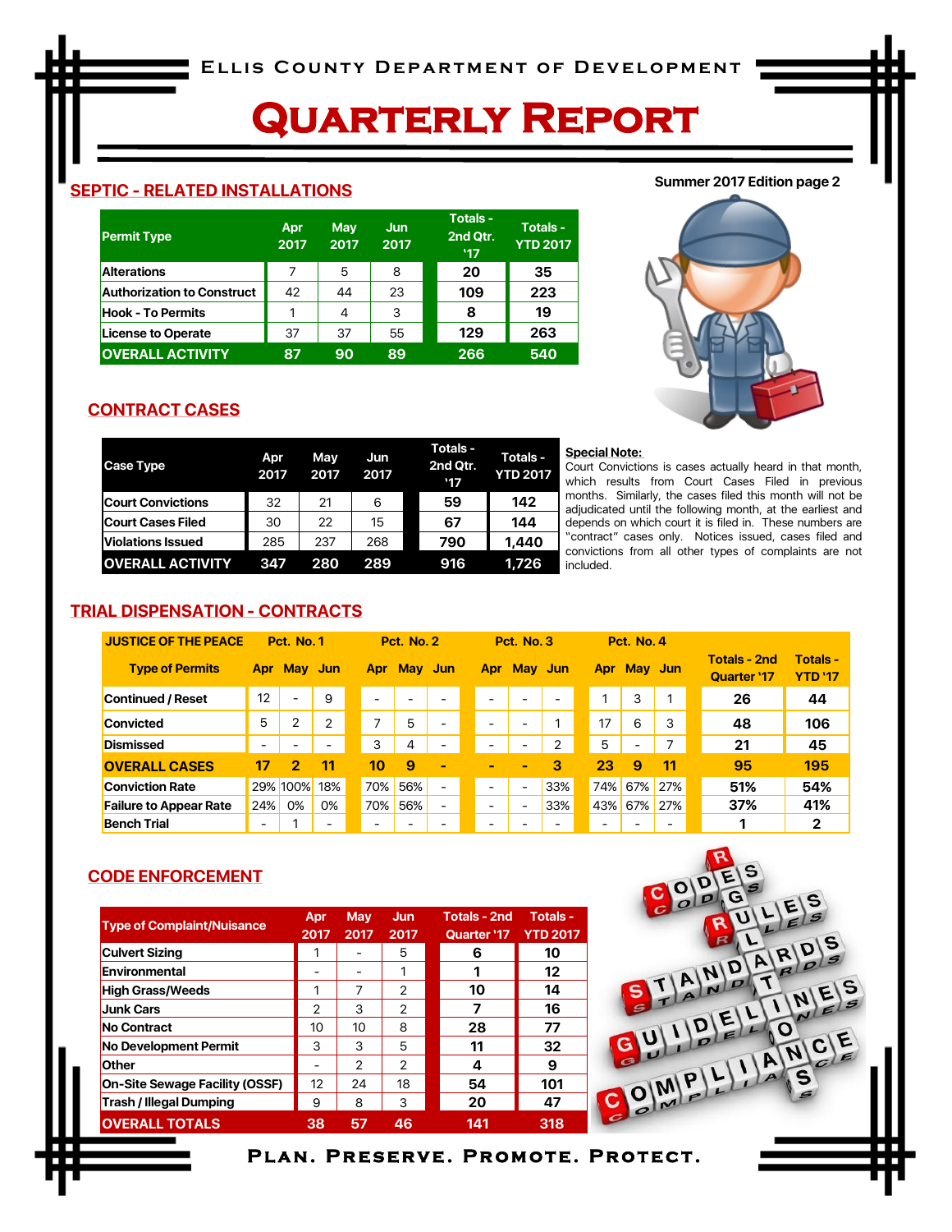# Ellis County Department of Development

# Quarterly Report

Summer 2017 Edition page 2

## SEPTIC - RELATED INSTALLATIONS

| Permit Type | Apr 2017 | May 2017 | Jun 2017 | Totals - 2nd Qtr. '17 | Totals - YTD 2017 |
|---|---|---|---|---|---|
| Alterations | 7 | 5 | 8 | 20 | 35 |
| Authorization to Construct | 42 | 44 | 23 | 109 | 223 |
| Hook - To Permits | 1 | 4 | 3 | 8 | 19 |
| License to Operate | 37 | 37 | 55 | 129 | 263 |
| OVERALL ACTIVITY | 87 | 90 | 89 | 266 | 540 |

## CONTRACT CASES

| Case Type | Apr 2017 | May 2017 | Jun 2017 | Totals - 2nd Qtr. '17 | Totals - YTD 2017 |
|---|---|---|---|---|---|
| Court Convictions | 32 | 21 | 6 | 59 | 142 |
| Court Cases Filed | 30 | 22 | 15 | 67 | 144 |
| Violations Issued | 285 | 237 | 268 | 790 | 1,440 |
| OVERALL ACTIVITY | 347 | 280 | 289 | 916 | 1,726 |

**Special Note:**
Court Convictions is cases actually heard in that month, which results from Court Cases Filed in previous months. Similarly, the cases filed this month will not be adjudicated until the following month, at the earliest and depends on which court it is filed in. These numbers are "contract" cases only. Notices issued, cases filed and convictions from all other types of complaints are not included.

## TRIAL DISPENSATION - CONTRACTS

| JUSTICE OF THE PEACE | Pct. No. 1 | | | Pct. No. 2 | | | Pct. No. 3 | | | Pct. No. 4 | | | | |
|---|---|---|---|---|---|---|---|---|---|---|---|---|---|---|
| Type of Permits | Apr | May | Jun | Apr | May | Jun | Apr | May | Jun | Apr | May | Jun | Totals - 2nd Quarter '17 | Totals - YTD '17 |
| Continued / Reset | 12 | - | 9 | - | - | - | - | - | - | 1 | 3 | 1 | 26 | 44 |
| Convicted | 5 | 2 | 2 | 7 | 5 | - | - | - | 1 | 17 | 6 | 3 | 48 | 106 |
| Dismissed | - | - | - | 3 | 4 | - | - | - | 2 | 5 | - | 7 | 21 | 45 |
| OVERALL CASES | 17 | 2 | 11 | 10 | 9 | - | - | - | 3 | 23 | 9 | 11 | 95 | 195 |
| Conviction Rate | 29% | 100% | 18% | 70% | 56% | - | - | - | 33% | 74% | 67% | 27% | 51% | 54% |
| Failure to Appear Rate | 24% | 0% | 0% | 70% | 56% | - | - | - | 33% | 43% | 67% | 27% | 37% | 41% |
| Bench Trial | - | 1 | - | - | - | - | - | - | - | - | - | - | 1 | 2 |

## CODE ENFORCEMENT

| Type of Complaint/Nuisance | Apr 2017 | May 2017 | Jun 2017 | Totals - 2nd Quarter '17 | Totals - YTD 2017 |
|---|---|---|---|---|---|
| Culvert Sizing | 1 | - | 5 | 6 | 10 |
| Environmental | - | - | 1 | 1 | 12 |
| High Grass/Weeds | 1 | 7 | 2 | 10 | 14 |
| Junk Cars | 2 | 3 | 2 | 7 | 16 |
| No Contract | 10 | 10 | 8 | 28 | 77 |
| No Development Permit | 3 | 3 | 5 | 11 | 32 |
| Other | - | 2 | 2 | 4 | 9 |
| On-Site Sewage Facility (OSSF) | 12 | 24 | 18 | 54 | 101 |
| Trash / Illegal Dumping | 9 | 8 | 3 | 20 | 47 |
| OVERALL TOTALS | 38 | 57 | 46 | 141 | 318 |

Plan. Preserve. Promote. Protect.